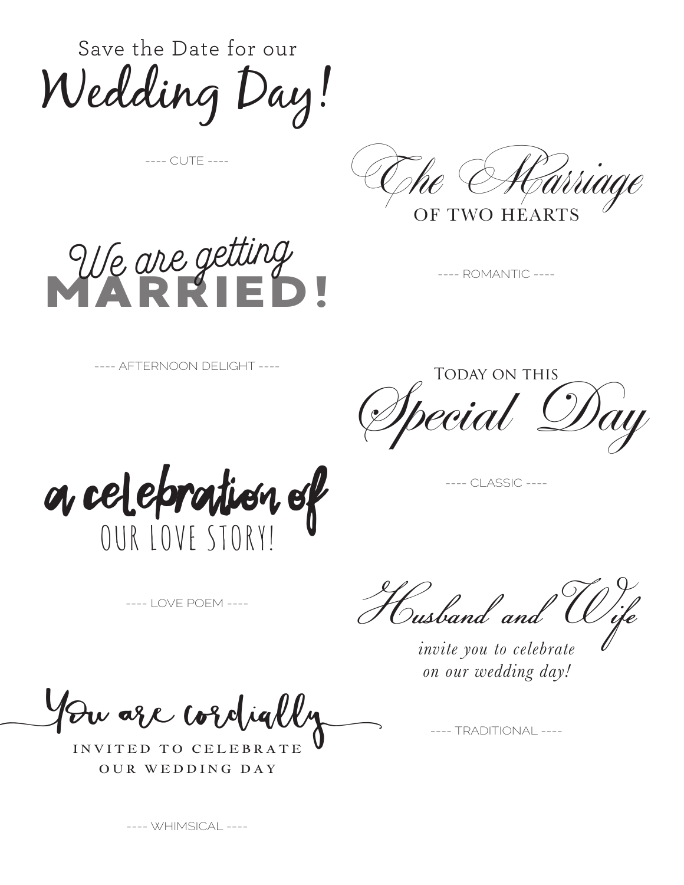Save the Date for our
Wedding Day!

---- CUTE ----

The Marriage
OF TWO HEARTS

---- ROMANTIC ----

We are getting
**MARRIED!**

---- AFTERNOON DELIGHT ----

TODAY ON THIS
Special Day

---- CLASSIC ----

a celebration of
OUR LOVE STORY!

---- LOVE POEM ----

Husband and Wife
*invite you to celebrate*
*on our wedding day!*

---- TRADITIONAL ----

You are cordially
INVITED TO CELEBRATE
OUR WEDDING DAY

---- WHIMSICAL ----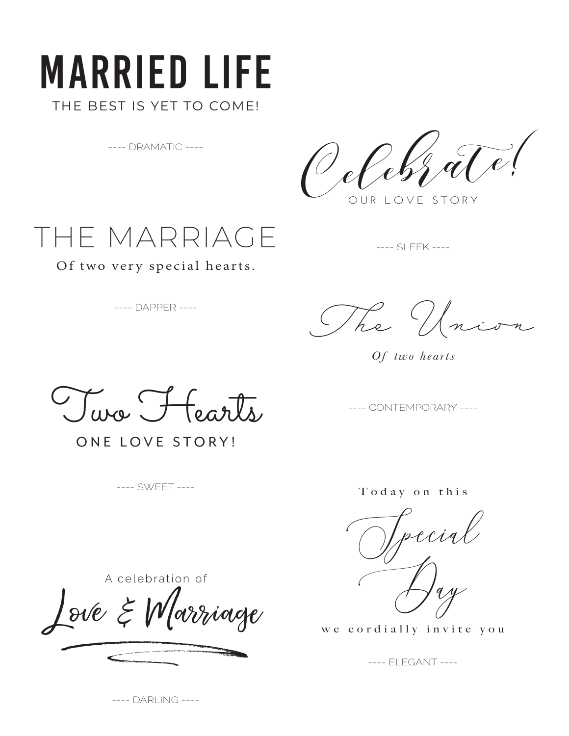MARRIED LIFE

THE BEST IS YET TO COME!

---- DRAMATIC ----

Celebrate!

OUR LOVE STORY

---- SLEEK ----

THE MARRIAGE

Of two very special hearts.

---- DAPPER ----

The Union

*Of two hearts*

---- CONTEMPORARY ----

Two Hearts

ONE LOVE STORY!

---- SWEET ----

Today on this

Special

Day

we cordially invite you

---- ELEGANT ----

A celebration of

Love & Marriage

---- DARLING ----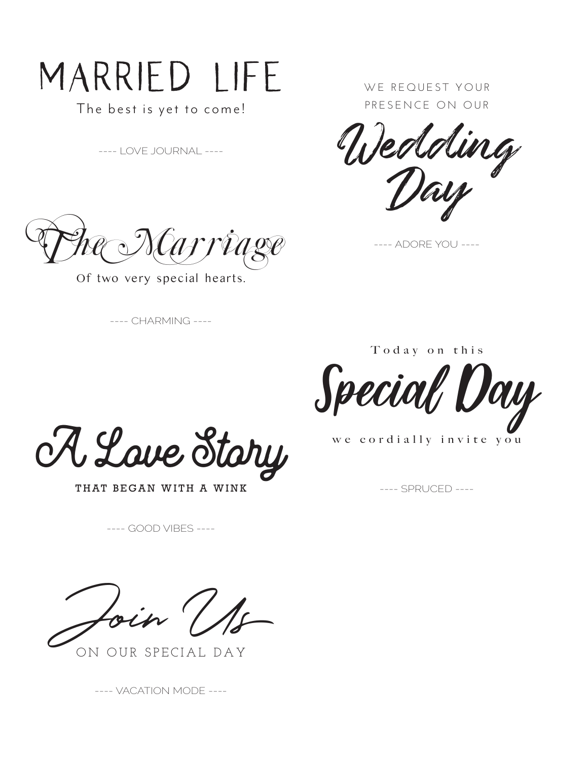MARRIED LIFE

The best is yet to come!

---- LOVE JOURNAL ----

WE REQUEST YOUR PRESENCE ON OUR

Wedding Day

---- ADORE YOU ----

The Marriage

Of two very special hearts.

---- CHARMING ----

Today on this

Special Day

we cordially invite you

---- SPRUCED ----

A Love Story

THAT BEGAN WITH A WINK

---- GOOD VIBES ----

Join Us

ON OUR SPECIAL DAY

---- VACATION MODE ----